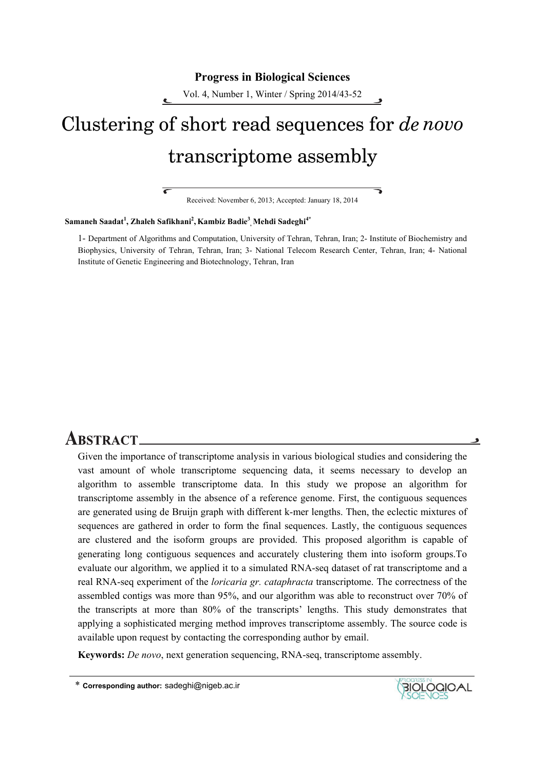# Clustering of short read sequences for *de novo* transcriptome assembly

Received: November 6, 2013; Accepted: January 18, 2014

**Samaneh Saadat[1], Zhaleh Safikhani[2], Kambiz Badie[3], Mehdi Sadeghi[4*]**

1- Department of Algorithms and Computation, University of Tehran, Tehran, Iran; 2- Institute of Biochemistry and Biophysics, University of Tehran, Tehran, Iran; 3- National Telecom Research Center, Tehran, Iran; 4- National Institute of Genetic Engineering and Biotechnology, Tehran, Iran

## ABSTRACT

Given the importance of transcriptome analysis in various biological studies and considering the vast amount of whole transcriptome sequencing data, it seems necessary to develop an algorithm to assemble transcriptome data. In this study we propose an algorithm for transcriptome assembly in the absence of a reference genome. First, the contiguous sequences are generated using de Bruijn graph with different k-mer lengths. Then, the eclectic mixtures of sequences are gathered in order to form the final sequences. Lastly, the contiguous sequences are clustered and the isoform groups are provided. This proposed algorithm is capable of generating long contiguous sequences and accurately clustering them into isoform groups.To evaluate our algorithm, we applied it to a simulated RNA-seq dataset of rat transcriptome and a real RNA-seq experiment of the *loricaria gr. cataphracta* transcriptome. The correctness of the assembled contigs was more than 95%, and our algorithm was able to reconstruct over 70% of the transcripts at more than 80% of the transcripts' lengths. This study demonstrates that applying a sophisticated merging method improves transcriptome assembly. The source code is available upon request by contacting the corresponding author by email.

**Keywords:** *De novo*, next generation sequencing, RNA-seq, transcriptome assembly.

* **Corresponding author:** sadeghi@nigeb.ac.ir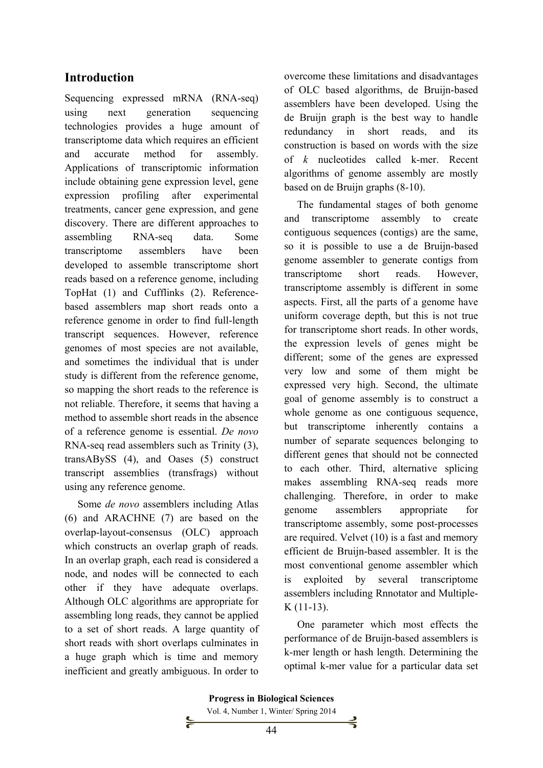## Introduction

Sequencing expressed mRNA (RNA-seq) using next generation sequencing technologies provides a huge amount of transcriptome data which requires an efficient and accurate method for assembly. Applications of transcriptomic information include obtaining gene expression level, gene expression profiling after experimental treatments, cancer gene expression, and gene discovery. There are different approaches to assembling RNA-seq data. Some transcriptome assemblers have been developed to assemble transcriptome short reads based on a reference genome, including TopHat (1) and Cufflinks (2). Reference-based assemblers map short reads onto a reference genome in order to find full-length transcript sequences. However, reference genomes of most species are not available, and sometimes the individual that is under study is different from the reference genome, so mapping the short reads to the reference is not reliable. Therefore, it seems that having a method to assemble short reads in the absence of a reference genome is essential. *De novo* RNA-seq read assemblers such as Trinity (3), transABySS (4), and Oases (5) construct transcript assemblies (transfrags) without using any reference genome.

Some *de novo* assemblers including Atlas (6) and ARACHNE (7) are based on the overlap-layout-consensus (OLC) approach which constructs an overlap graph of reads. In an overlap graph, each read is considered a node, and nodes will be connected to each other if they have adequate overlaps. Although OLC algorithms are appropriate for assembling long reads, they cannot be applied to a set of short reads. A large quantity of short reads with short overlaps culminates in a huge graph which is time and memory inefficient and greatly ambiguous. In order to overcome these limitations and disadvantages of OLC based algorithms, de Bruijn-based assemblers have been developed. Using the de Bruijn graph is the best way to handle redundancy in short reads, and its construction is based on words with the size of *k* nucleotides called k-mer. Recent algorithms of genome assembly are mostly based on de Bruijn graphs (8-10).

The fundamental stages of both genome and transcriptome assembly to create contiguous sequences (contigs) are the same, so it is possible to use a de Bruijn-based genome assembler to generate contigs from transcriptome short reads. However, transcriptome assembly is different in some aspects. First, all the parts of a genome have uniform coverage depth, but this is not true for transcriptome short reads. In other words, the expression levels of genes might be different; some of the genes are expressed very low and some of them might be expressed very high. Second, the ultimate goal of genome assembly is to construct a whole genome as one contiguous sequence, but transcriptome inherently contains a number of separate sequences belonging to different genes that should not be connected to each other. Third, alternative splicing makes assembling RNA-seq reads more challenging. Therefore, in order to make genome assemblers appropriate for transcriptome assembly, some post-processes are required. Velvet (10) is a fast and memory efficient de Bruijn-based assembler. It is the most conventional genome assembler which is exploited by several transcriptome assemblers including Rnnotator and Multiple-K (11-13).

One parameter which most effects the performance of de Bruijn-based assemblers is k-mer length or hash length. Determining the optimal k-mer value for a particular data set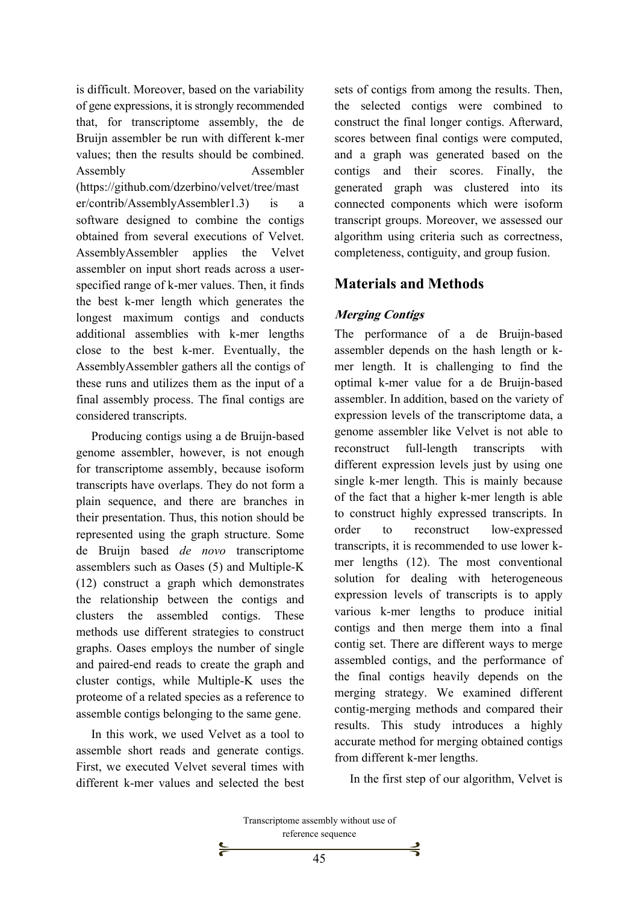is difficult. Moreover, based on the variability of gene expressions, it is strongly recommended that, for transcriptome assembly, the de Bruijn assembler be run with different k-mer values; then the results should be combined. Assembly Assembler (https://github.com/dzerbino/velvet/tree/master/contrib/AssemblyAssembler1.3) is a software designed to combine the contigs obtained from several executions of Velvet. AssemblyAssembler applies the Velvet assembler on input short reads across a user-specified range of k-mer values. Then, it finds the best k-mer length which generates the longest maximum contigs and conducts additional assemblies with k-mer lengths close to the best k-mer. Eventually, the AssemblyAssembler gathers all the contigs of these runs and utilizes them as the input of a final assembly process. The final contigs are considered transcripts.

Producing contigs using a de Bruijn-based genome assembler, however, is not enough for transcriptome assembly, because isoform transcripts have overlaps. They do not form a plain sequence, and there are branches in their presentation. Thus, this notion should be represented using the graph structure. Some de Bruijn based *de novo* transcriptome assemblers such as Oases (5) and Multiple-K (12) construct a graph which demonstrates the relationship between the contigs and clusters the assembled contigs. These methods use different strategies to construct graphs. Oases employs the number of single and paired-end reads to create the graph and cluster contigs, while Multiple-K uses the proteome of a related species as a reference to assemble contigs belonging to the same gene.

In this work, we used Velvet as a tool to assemble short reads and generate contigs. First, we executed Velvet several times with different k-mer values and selected the best sets of contigs from among the results. Then, the selected contigs were combined to construct the final longer contigs. Afterward, scores between final contigs were computed, and a graph was generated based on the contigs and their scores. Finally, the generated graph was clustered into its connected components which were isoform transcript groups. Moreover, we assessed our algorithm using criteria such as correctness, completeness, contiguity, and group fusion.

## Materials and Methods

### *Merging Contigs*

The performance of a de Bruijn-based assembler depends on the hash length or k-mer length. It is challenging to find the optimal k-mer value for a de Bruijn-based assembler. In addition, based on the variety of expression levels of the transcriptome data, a genome assembler like Velvet is not able to reconstruct full-length transcripts with different expression levels just by using one single k-mer length. This is mainly because of the fact that a higher k-mer length is able to construct highly expressed transcripts. In order to reconstruct low-expressed transcripts, it is recommended to use lower k-mer lengths (12). The most conventional solution for dealing with heterogeneous expression levels of transcripts is to apply various k-mer lengths to produce initial contigs and then merge them into a final contig set. There are different ways to merge assembled contigs, and the performance of the final contigs heavily depends on the merging strategy. We examined different contig-merging methods and compared their results. This study introduces a highly accurate method for merging obtained contigs from different k-mer lengths.

In the first step of our algorithm, Velvet is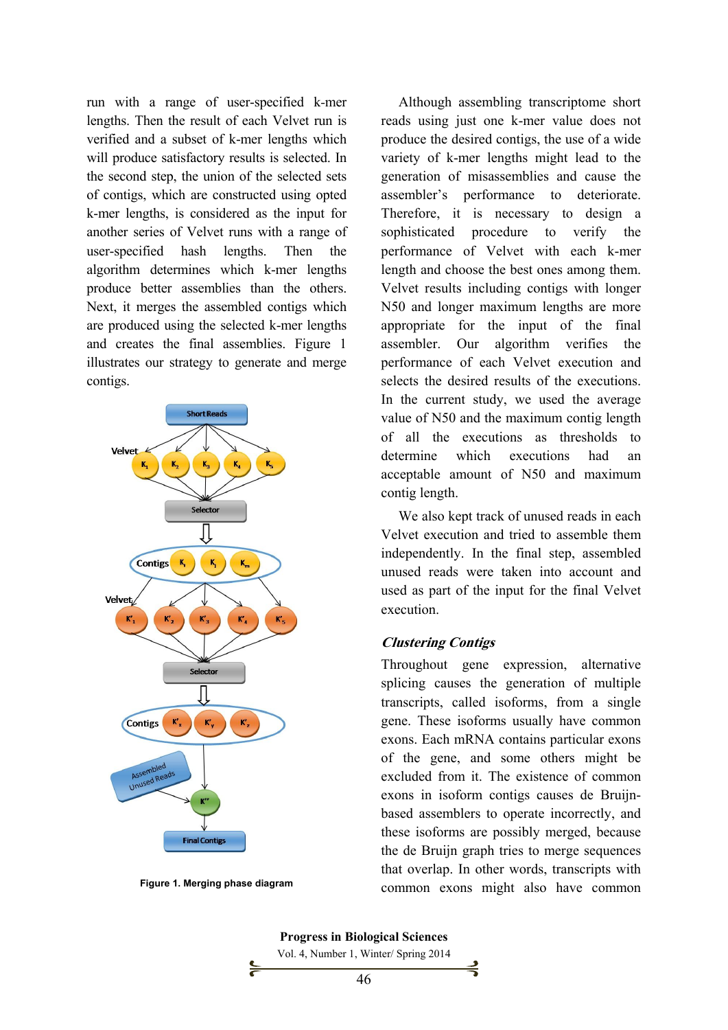run with a range of user-specified k-mer lengths. Then the result of each Velvet run is verified and a subset of k-mer lengths which will produce satisfactory results is selected. In the second step, the union of the selected sets of contigs, which are constructed using opted k-mer lengths, is considered as the input for another series of Velvet runs with a range of user-specified hash lengths. Then the algorithm determines which k-mer lengths produce better assemblies than the others. Next, it merges the assembled contigs which are produced using the selected k-mer lengths and creates the final assemblies. Figure 1 illustrates our strategy to generate and merge contigs.

**Figure 1. Merging phase diagram**

Although assembling transcriptome short reads using just one k-mer value does not produce the desired contigs, the use of a wide variety of k-mer lengths might lead to the generation of misassemblies and cause the assembler's performance to deteriorate. Therefore, it is necessary to design a sophisticated procedure to verify the performance of Velvet with each k-mer length and choose the best ones among them. Velvet results including contigs with longer N50 and longer maximum lengths are more appropriate for the input of the final assembler. Our algorithm verifies the performance of each Velvet execution and selects the desired results of the executions. In the current study, we used the average value of N50 and the maximum contig length of all the executions as thresholds to determine which executions had an acceptable amount of N50 and maximum contig length.

We also kept track of unused reads in each Velvet execution and tried to assemble them independently. In the final step, assembled unused reads were taken into account and used as part of the input for the final Velvet execution.

### *Clustering Contigs*

Throughout gene expression, alternative splicing causes the generation of multiple transcripts, called isoforms, from a single gene. These isoforms usually have common exons. Each mRNA contains particular exons of the gene, and some others might be excluded from it. The existence of common exons in isoform contigs causes de Bruijn-based assemblers to operate incorrectly, and these isoforms are possibly merged, because the de Bruijn graph tries to merge sequences that overlap. In other words, transcripts with common exons might also have common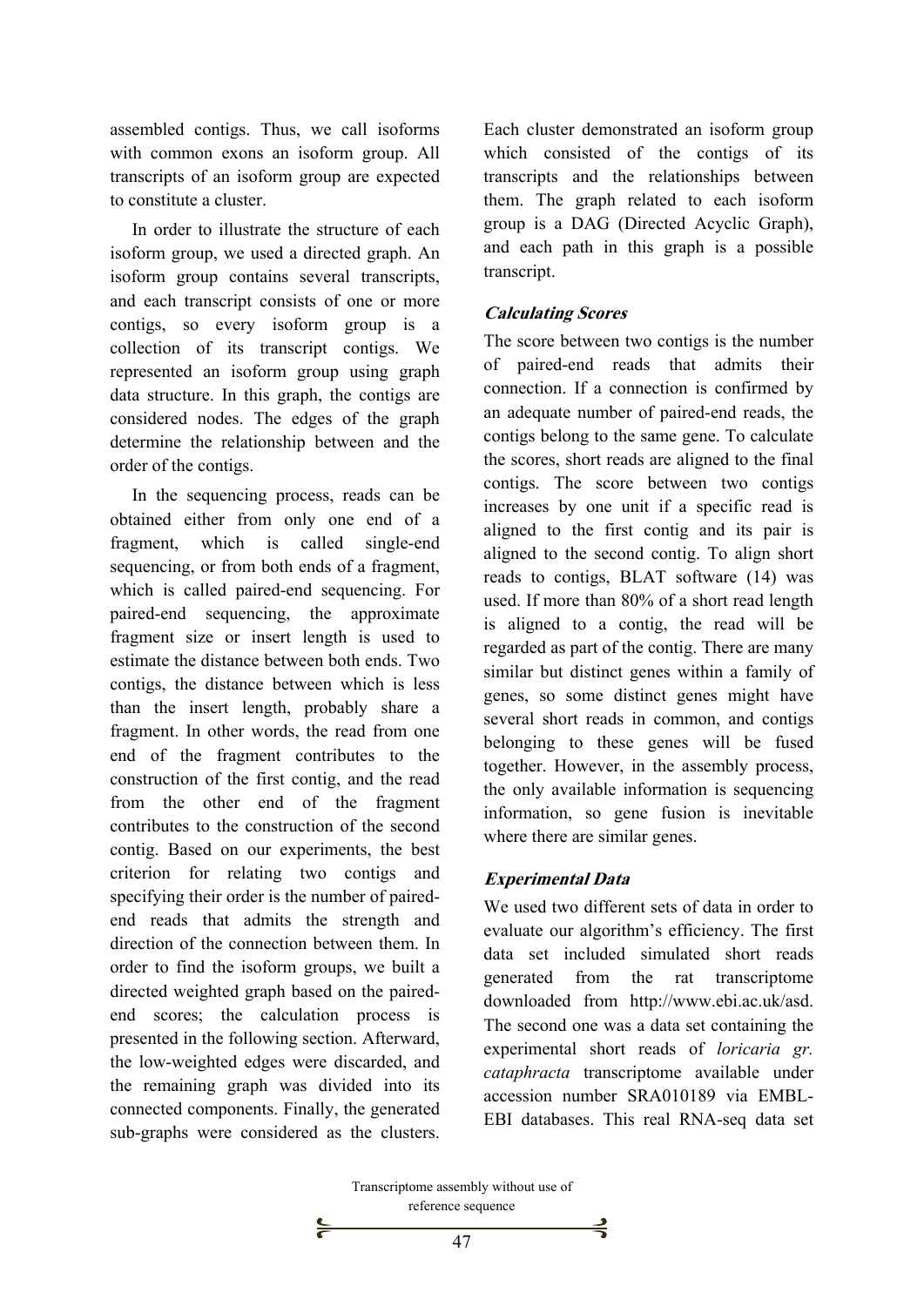assembled contigs. Thus, we call isoforms with common exons an isoform group. All transcripts of an isoform group are expected to constitute a cluster.

In order to illustrate the structure of each isoform group, we used a directed graph. An isoform group contains several transcripts, and each transcript consists of one or more contigs, so every isoform group is a collection of its transcript contigs. We represented an isoform group using graph data structure. In this graph, the contigs are considered nodes. The edges of the graph determine the relationship between and the order of the contigs.

In the sequencing process, reads can be obtained either from only one end of a fragment, which is called single-end sequencing, or from both ends of a fragment, which is called paired-end sequencing. For paired-end sequencing, the approximate fragment size or insert length is used to estimate the distance between both ends. Two contigs, the distance between which is less than the insert length, probably share a fragment. In other words, the read from one end of the fragment contributes to the construction of the first contig, and the read from the other end of the fragment contributes to the construction of the second contig. Based on our experiments, the best criterion for relating two contigs and specifying their order is the number of paired-end reads that admits the strength and direction of the connection between them. In order to find the isoform groups, we built a directed weighted graph based on the paired-end scores; the calculation process is presented in the following section. Afterward, the low-weighted edges were discarded, and the remaining graph was divided into its connected components. Finally, the generated sub-graphs were considered as the clusters. Each cluster demonstrated an isoform group which consisted of the contigs of its transcripts and the relationships between them. The graph related to each isoform group is a DAG (Directed Acyclic Graph), and each path in this graph is a possible transcript.

### *Calculating Scores*

The score between two contigs is the number of paired-end reads that admits their connection. If a connection is confirmed by an adequate number of paired-end reads, the contigs belong to the same gene. To calculate the scores, short reads are aligned to the final contigs. The score between two contigs increases by one unit if a specific read is aligned to the first contig and its pair is aligned to the second contig. To align short reads to contigs, BLAT software (14) was used. If more than 80% of a short read length is aligned to a contig, the read will be regarded as part of the contig. There are many similar but distinct genes within a family of genes, so some distinct genes might have several short reads in common, and contigs belonging to these genes will be fused together. However, in the assembly process, the only available information is sequencing information, so gene fusion is inevitable where there are similar genes.

### *Experimental Data*

We used two different sets of data in order to evaluate our algorithm's efficiency. The first data set included simulated short reads generated from the rat transcriptome downloaded from http://www.ebi.ac.uk/asd. The second one was a data set containing the experimental short reads of *loricaria gr. cataphracta* transcriptome available under accession number SRA010189 via EMBL-EBI databases. This real RNA-seq data set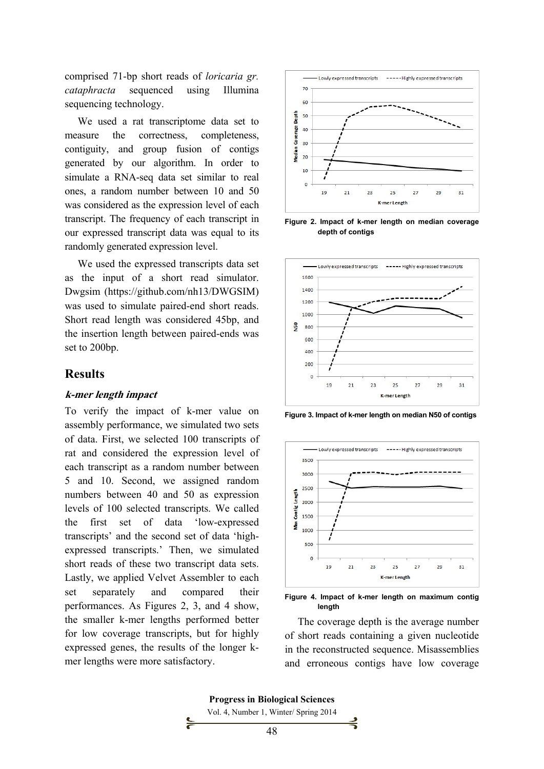comprised 71-bp short reads of *loricaria gr. cataphracta* sequenced using Illumina sequencing technology.

We used a rat transcriptome data set to measure the correctness, completeness, contiguity, and group fusion of contigs generated by our algorithm. In order to simulate a RNA-seq data set similar to real ones, a random number between 10 and 50 was considered as the expression level of each transcript. The frequency of each transcript in our expressed transcript data was equal to its randomly generated expression level.

We used the expressed transcripts data set as the input of a short read simulator. Dwgsim (https://github.com/nh13/DWGSIM) was used to simulate paired-end short reads. Short read length was considered 45bp, and the insertion length between paired-ends was set to 200bp.

## Results

### *k-mer length impact*

To verify the impact of k-mer value on assembly performance, we simulated two sets of data. First, we selected 100 transcripts of rat and considered the expression level of each transcript as a random number between 5 and 10. Second, we assigned random numbers between 40 and 50 as expression levels of 100 selected transcripts. We called the first set of data 'low-expressed transcripts' and the second set of data 'high-expressed transcripts.' Then, we simulated short reads of these two transcript data sets. Lastly, we applied Velvet Assembler to each set separately and compared their performances. As Figures 2, 3, and 4 show, the smaller k-mer lengths performed better for low coverage transcripts, but for highly expressed genes, the results of the longer k-mer lengths were more satisfactory.

**Figure 2. Impact of k-mer length on median coverage depth of contigs**

**Figure 3. Impact of k-mer length on median N50 of contigs**

**Figure 4. Impact of k-mer length on maximum contig length**

The coverage depth is the average number of short reads containing a given nucleotide in the reconstructed sequence. Misassemblies and erroneous contigs have low coverage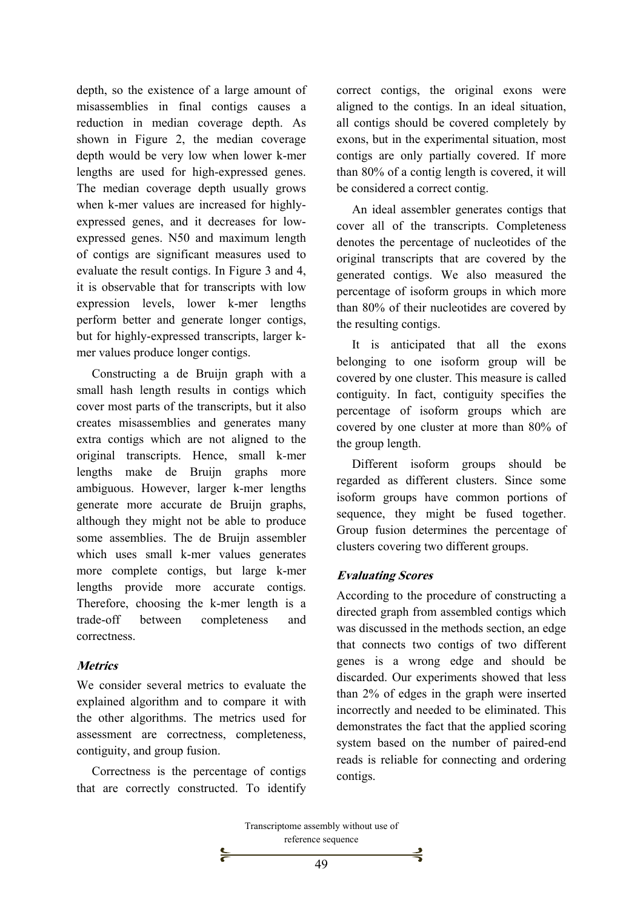depth, so the existence of a large amount of misassemblies in final contigs causes a reduction in median coverage depth. As shown in Figure 2, the median coverage depth would be very low when lower k-mer lengths are used for high-expressed genes. The median coverage depth usually grows when k-mer values are increased for highly-expressed genes, and it decreases for low-expressed genes. N50 and maximum length of contigs are significant measures used to evaluate the result contigs. In Figure 3 and 4, it is observable that for transcripts with low expression levels, lower k-mer lengths perform better and generate longer contigs, but for highly-expressed transcripts, larger k-mer values produce longer contigs.

Constructing a de Bruijn graph with a small hash length results in contigs which cover most parts of the transcripts, but it also creates misassemblies and generates many extra contigs which are not aligned to the original transcripts. Hence, small k-mer lengths make de Bruijn graphs more ambiguous. However, larger k-mer lengths generate more accurate de Bruijn graphs, although they might not be able to produce some assemblies. The de Bruijn assembler which uses small k-mer values generates more complete contigs, but large k-mer lengths provide more accurate contigs. Therefore, choosing the k-mer length is a trade-off between completeness and correctness.

### *Metrics*

We consider several metrics to evaluate the explained algorithm and to compare it with the other algorithms. The metrics used for assessment are correctness, completeness, contiguity, and group fusion.

Correctness is the percentage of contigs that are correctly constructed. To identify correct contigs, the original exons were aligned to the contigs. In an ideal situation, all contigs should be covered completely by exons, but in the experimental situation, most contigs are only partially covered. If more than 80% of a contig length is covered, it will be considered a correct contig.

An ideal assembler generates contigs that cover all of the transcripts. Completeness denotes the percentage of nucleotides of the original transcripts that are covered by the generated contigs. We also measured the percentage of isoform groups in which more than 80% of their nucleotides are covered by the resulting contigs.

It is anticipated that all the exons belonging to one isoform group will be covered by one cluster. This measure is called contiguity. In fact, contiguity specifies the percentage of isoform groups which are covered by one cluster at more than 80% of the group length.

Different isoform groups should be regarded as different clusters. Since some isoform groups have common portions of sequence, they might be fused together. Group fusion determines the percentage of clusters covering two different groups.

### *Evaluating Scores*

According to the procedure of constructing a directed graph from assembled contigs which was discussed in the methods section, an edge that connects two contigs of two different genes is a wrong edge and should be discarded. Our experiments showed that less than 2% of edges in the graph were inserted incorrectly and needed to be eliminated. This demonstrates the fact that the applied scoring system based on the number of paired-end reads is reliable for connecting and ordering contigs.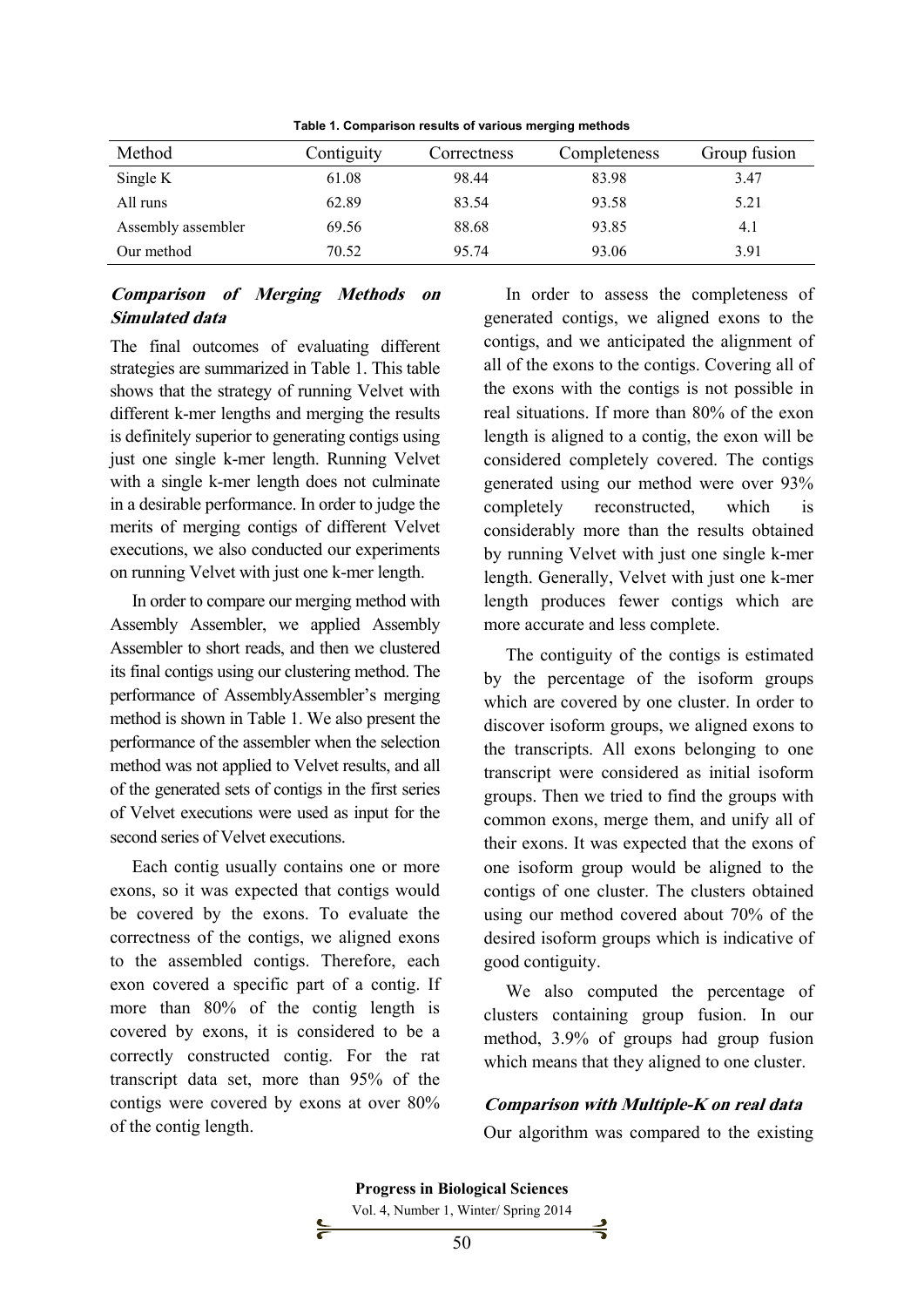Table 1. Comparison results of various merging methods

| Method | Contiguity | Correctness | Completeness | Group fusion |
|---|---|---|---|---|
| Single K | 61.08 | 98.44 | 83.98 | 3.47 |
| All runs | 62.89 | 83.54 | 93.58 | 5.21 |
| Assembly assembler | 69.56 | 88.68 | 93.85 | 4.1 |
| Our method | 70.52 | 95.74 | 93.06 | 3.91 |

### *Comparison of Merging Methods on Simulated data*

The final outcomes of evaluating different strategies are summarized in Table 1. This table shows that the strategy of running Velvet with different k-mer lengths and merging the results is definitely superior to generating contigs using just one single k-mer length. Running Velvet with a single k-mer length does not culminate in a desirable performance. In order to judge the merits of merging contigs of different Velvet executions, we also conducted our experiments on running Velvet with just one k-mer length.

In order to compare our merging method with Assembly Assembler, we applied Assembly Assembler to short reads, and then we clustered its final contigs using our clustering method. The performance of AssemblyAssembler's merging method is shown in Table 1. We also present the performance of the assembler when the selection method was not applied to Velvet results, and all of the generated sets of contigs in the first series of Velvet executions were used as input for the second series of Velvet executions.

Each contig usually contains one or more exons, so it was expected that contigs would be covered by the exons. To evaluate the correctness of the contigs, we aligned exons to the assembled contigs. Therefore, each exon covered a specific part of a contig. If more than 80% of the contig length is covered by exons, it is considered to be a correctly constructed contig. For the rat transcript data set, more than 95% of the contigs were covered by exons at over 80% of the contig length.

In order to assess the completeness of generated contigs, we aligned exons to the contigs, and we anticipated the alignment of all of the exons to the contigs. Covering all of the exons with the contigs is not possible in real situations. If more than 80% of the exon length is aligned to a contig, the exon will be considered completely covered. The contigs generated using our method were over 93% completely reconstructed, which is considerably more than the results obtained by running Velvet with just one single k-mer length. Generally, Velvet with just one k-mer length produces fewer contigs which are more accurate and less complete.

The contiguity of the contigs is estimated by the percentage of the isoform groups which are covered by one cluster. In order to discover isoform groups, we aligned exons to the transcripts. All exons belonging to one transcript were considered as initial isoform groups. Then we tried to find the groups with common exons, merge them, and unify all of their exons. It was expected that the exons of one isoform group would be aligned to the contigs of one cluster. The clusters obtained using our method covered about 70% of the desired isoform groups which is indicative of good contiguity.

We also computed the percentage of clusters containing group fusion. In our method, 3.9% of groups had group fusion which means that they aligned to one cluster.

### *Comparison with Multiple-K on real data*

Our algorithm was compared to the existing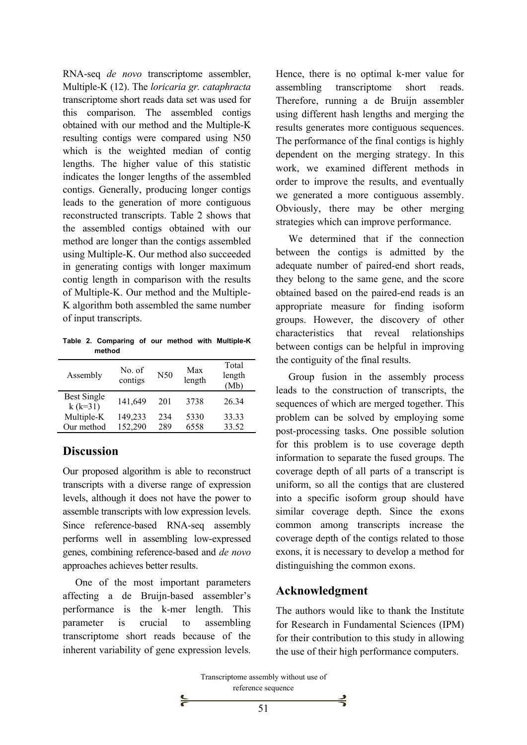RNA-seq *de novo* transcriptome assembler, Multiple-K (12). The *loricaria gr. cataphracta* transcriptome short reads data set was used for this comparison. The assembled contigs obtained with our method and the Multiple-K resulting contigs were compared using N50 which is the weighted median of contig lengths. The higher value of this statistic indicates the longer lengths of the assembled contigs. Generally, producing longer contigs leads to the generation of more contiguous reconstructed transcripts. Table 2 shows that the assembled contigs obtained with our method are longer than the contigs assembled using Multiple-K. Our method also succeeded in generating contigs with longer maximum contig length in comparison with the results of Multiple-K. Our method and the Multiple-K algorithm both assembled the same number of input transcripts.

**Table 2. Comparing of our method with Multiple-K method**

| Assembly | No. of contigs | N50 | Max length | Total length (Mb) |
|---|---|---|---|---|
| Best Single k (k=31) | 141,649 | 201 | 3738 | 26.34 |
| Multiple-K | 149,233 | 234 | 5330 | 33.33 |
| Our method | 152,290 | 289 | 6558 | 33.52 |

## Discussion

Our proposed algorithm is able to reconstruct transcripts with a diverse range of expression levels, although it does not have the power to assemble transcripts with low expression levels. Since reference-based RNA-seq assembly performs well in assembling low-expressed genes, combining reference-based and *de novo* approaches achieves better results.

One of the most important parameters affecting a de Bruijn-based assembler's performance is the k-mer length. This parameter is crucial to assembling transcriptome short reads because of the inherent variability of gene expression levels. Hence, there is no optimal k-mer value for assembling transcriptome short reads. Therefore, running a de Bruijn assembler using different hash lengths and merging the results generates more contiguous sequences. The performance of the final contigs is highly dependent on the merging strategy. In this work, we examined different methods in order to improve the results, and eventually we generated a more contiguous assembly. Obviously, there may be other merging strategies which can improve performance.

We determined that if the connection between the contigs is admitted by the adequate number of paired-end short reads, they belong to the same gene, and the score obtained based on the paired-end reads is an appropriate measure for finding isoform groups. However, the discovery of other characteristics that reveal relationships between contigs can be helpful in improving the contiguity of the final results.

Group fusion in the assembly process leads to the construction of transcripts, the sequences of which are merged together. This problem can be solved by employing some post-processing tasks. One possible solution for this problem is to use coverage depth information to separate the fused groups. The coverage depth of all parts of a transcript is uniform, so all the contigs that are clustered into a specific isoform group should have similar coverage depth. Since the exons common among transcripts increase the coverage depth of the contigs related to those exons, it is necessary to develop a method for distinguishing the common exons.

## Acknowledgment

The authors would like to thank the Institute for Research in Fundamental Sciences (IPM) for their contribution to this study in allowing the use of their high performance computers.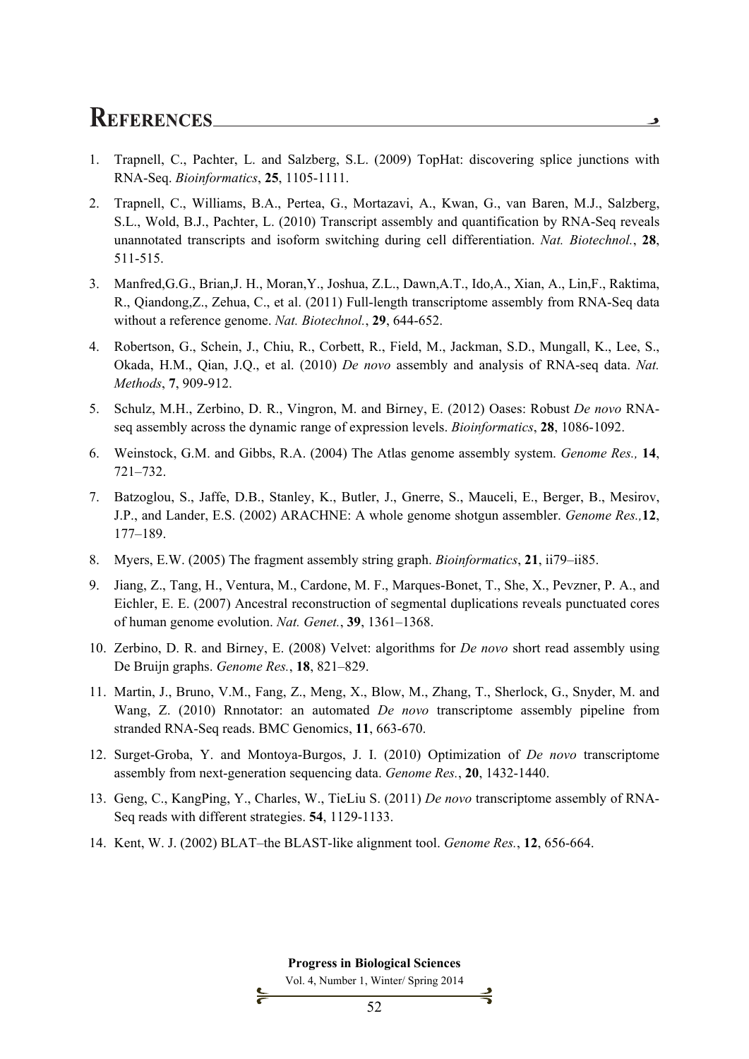# References

1. Trapnell, C., Pachter, L. and Salzberg, S.L. (2009) TopHat: discovering splice junctions with RNA-Seq. *Bioinformatics*, **25**, 1105-1111.

2. Trapnell, C., Williams, B.A., Pertea, G., Mortazavi, A., Kwan, G., van Baren, M.J., Salzberg, S.L., Wold, B.J., Pachter, L. (2010) Transcript assembly and quantification by RNA-Seq reveals unannotated transcripts and isoform switching during cell differentiation. *Nat. Biotechnol.*, **28**, 511-515.

3. Manfred,G.G., Brian,J. H., Moran,Y., Joshua, Z.L., Dawn,A.T., Ido,A., Xian, A., Lin,F., Raktima, R., Qiandong,Z., Zehua, C., et al. (2011) Full-length transcriptome assembly from RNA-Seq data without a reference genome. *Nat. Biotechnol.*, **29**, 644-652.

4. Robertson, G., Schein, J., Chiu, R., Corbett, R., Field, M., Jackman, S.D., Mungall, K., Lee, S., Okada, H.M., Qian, J.Q., et al. (2010) *De novo* assembly and analysis of RNA-seq data. *Nat. Methods*, **7**, 909-912.

5. Schulz, M.H., Zerbino, D. R., Vingron, M. and Birney, E. (2012) Oases: Robust *De novo* RNA-seq assembly across the dynamic range of expression levels. *Bioinformatics*, **28**, 1086-1092.

6. Weinstock, G.M. and Gibbs, R.A. (2004) The Atlas genome assembly system. *Genome Res.,* **14**, 721–732.

7. Batzoglou, S., Jaffe, D.B., Stanley, K., Butler, J., Gnerre, S., Mauceli, E., Berger, B., Mesirov, J.P., and Lander, E.S. (2002) ARACHNE: A whole genome shotgun assembler. *Genome Res.,***12**, 177–189.

8. Myers, E.W. (2005) The fragment assembly string graph. *Bioinformatics*, **21**, ii79–ii85.

9. Jiang, Z., Tang, H., Ventura, M., Cardone, M. F., Marques-Bonet, T., She, X., Pevzner, P. A., and Eichler, E. E. (2007) Ancestral reconstruction of segmental duplications reveals punctuated cores of human genome evolution. *Nat. Genet.*, **39**, 1361–1368.

10. Zerbino, D. R. and Birney, E. (2008) Velvet: algorithms for *De novo* short read assembly using De Bruijn graphs. *Genome Res.*, **18**, 821–829.

11. Martin, J., Bruno, V.M., Fang, Z., Meng, X., Blow, M., Zhang, T., Sherlock, G., Snyder, M. and Wang, Z. (2010) Rnnotator: an automated *De novo* transcriptome assembly pipeline from stranded RNA-Seq reads. BMC Genomics, **11**, 663-670.

12. Surget-Groba, Y. and Montoya-Burgos, J. I. (2010) Optimization of *De novo* transcriptome assembly from next-generation sequencing data. *Genome Res.*, **20**, 1432-1440.

13. Geng, C., KangPing, Y., Charles, W., TieLiu S. (2011) *De novo* transcriptome assembly of RNA-Seq reads with different strategies. **54**, 1129-1133.

14. Kent, W. J. (2002) BLAT–the BLAST-like alignment tool. *Genome Res.*, **12**, 656-664.